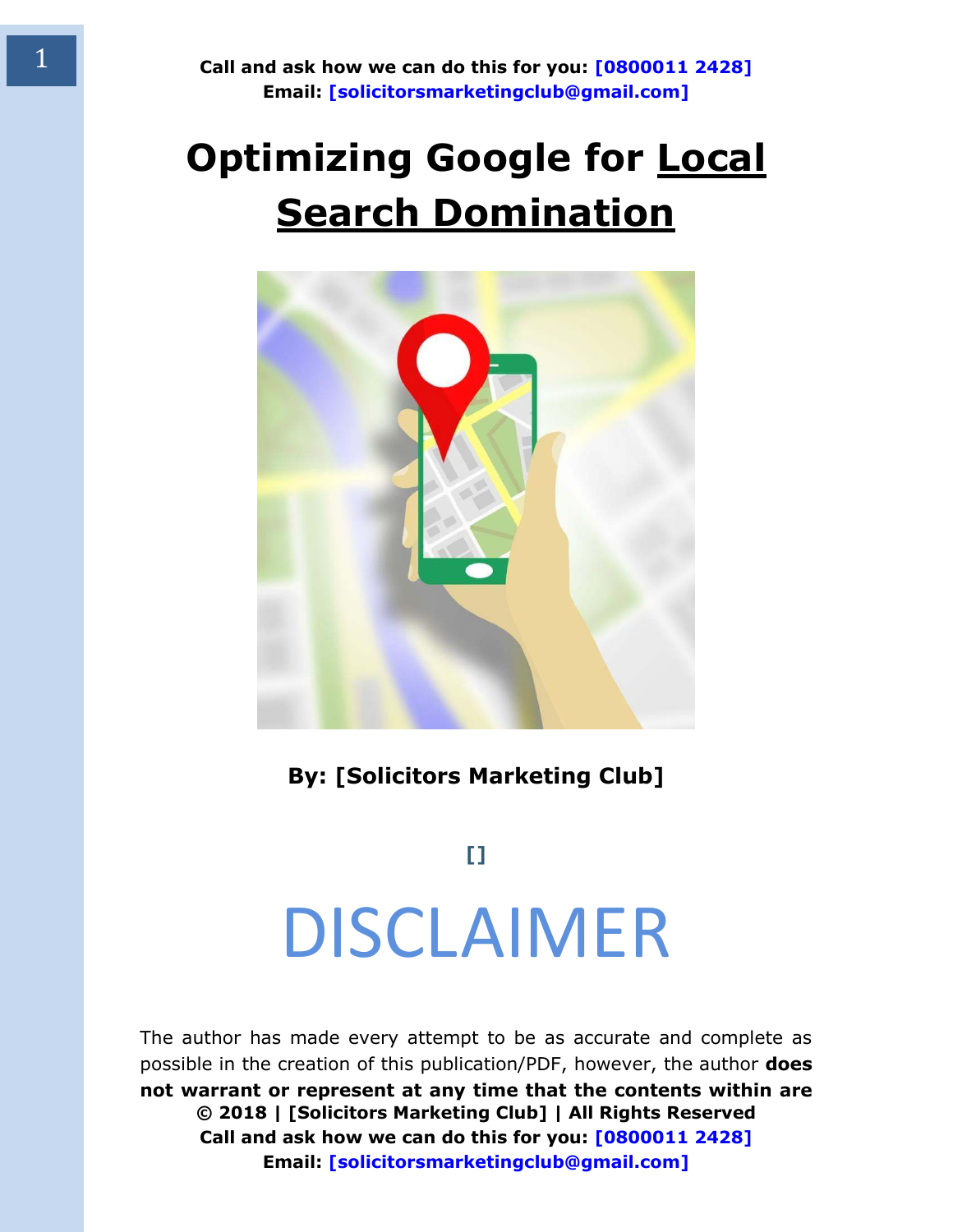# Optimizing Google for Local Search Domination

**By: [Solicitors Marketing Club]**

**[]**

# DISCLAIMER

The author has made every attempt to be as accurate and complete as possible in the creation of this publication/PDF, however, the author **does not warrant or represent at any time that the contents within are**

**© 2018 | [Solicitors Marketing Club] | All Rights Reserved**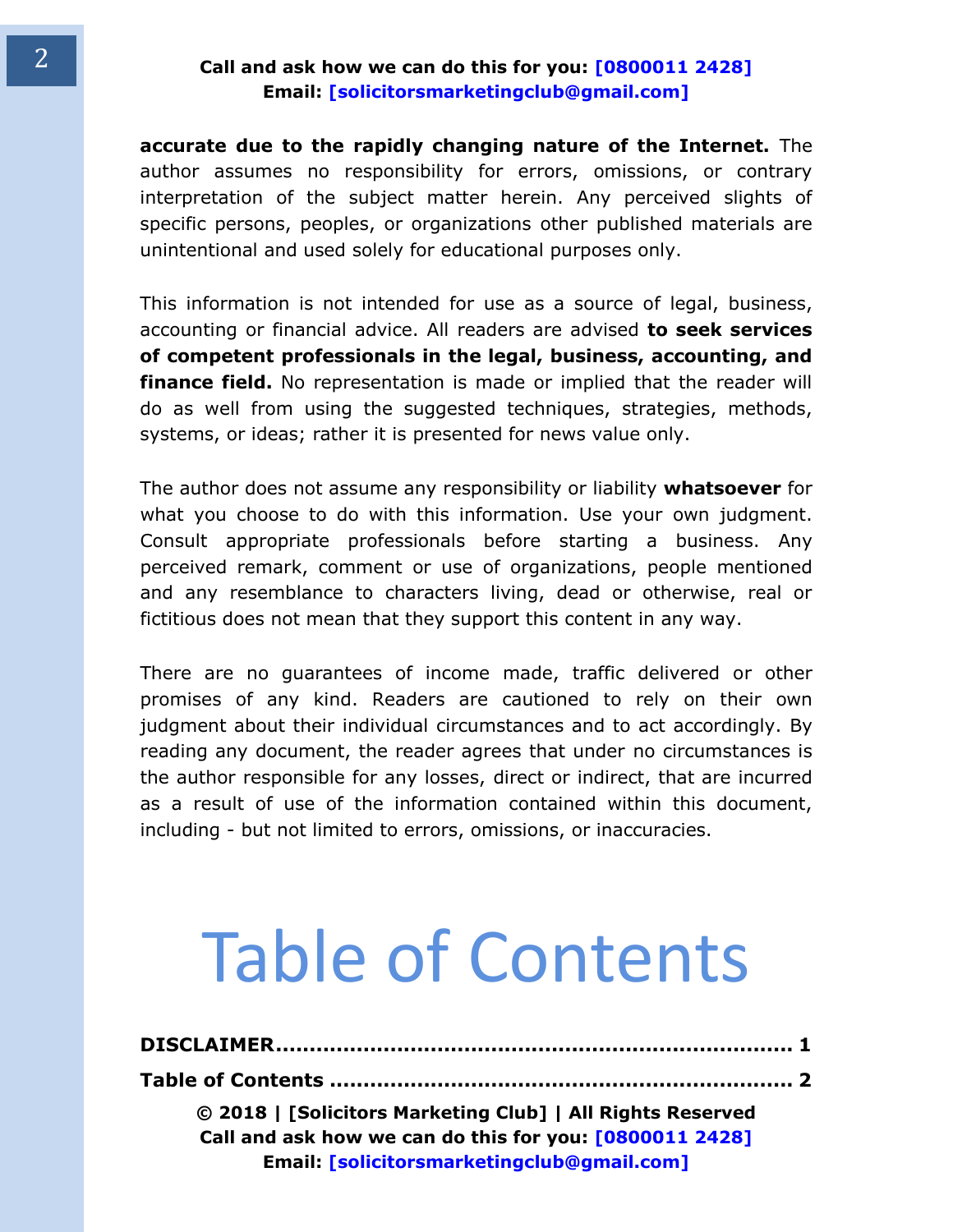**accurate due to the rapidly changing nature of the Internet.** The author assumes no responsibility for errors, omissions, or contrary interpretation of the subject matter herein. Any perceived slights of specific persons, peoples, or organizations other published materials are unintentional and used solely for educational purposes only.

This information is not intended for use as a source of legal, business, accounting or financial advice. All readers are advised **to seek services of competent professionals in the legal, business, accounting, and finance field.** No representation is made or implied that the reader will do as well from using the suggested techniques, strategies, methods, systems, or ideas; rather it is presented for news value only.

The author does not assume any responsibility or liability **whatsoever** for what you choose to do with this information. Use your own judgment. Consult appropriate professionals before starting a business. Any perceived remark, comment or use of organizations, people mentioned and any resemblance to characters living, dead or otherwise, real or fictitious does not mean that they support this content in any way.

There are no guarantees of income made, traffic delivered or other promises of any kind. Readers are cautioned to rely on their own judgment about their individual circumstances and to act accordingly. By reading any document, the reader agrees that under no circumstances is the author responsible for any losses, direct or indirect, that are incurred as a result of use of the information contained within this document, including - but not limited to errors, omissions, or inaccuracies.

# Table of Contents

**DISCLAIMER........................................................................ 1**

**Table of Contents ................................................................ 2**

**© 2018 | [Solicitors Marketing Club] | All Rights Reserved**
**Call and ask how we can do this for you: [0800011 2428]**
**Email: [solicitorsmarketingclub@gmail.com]**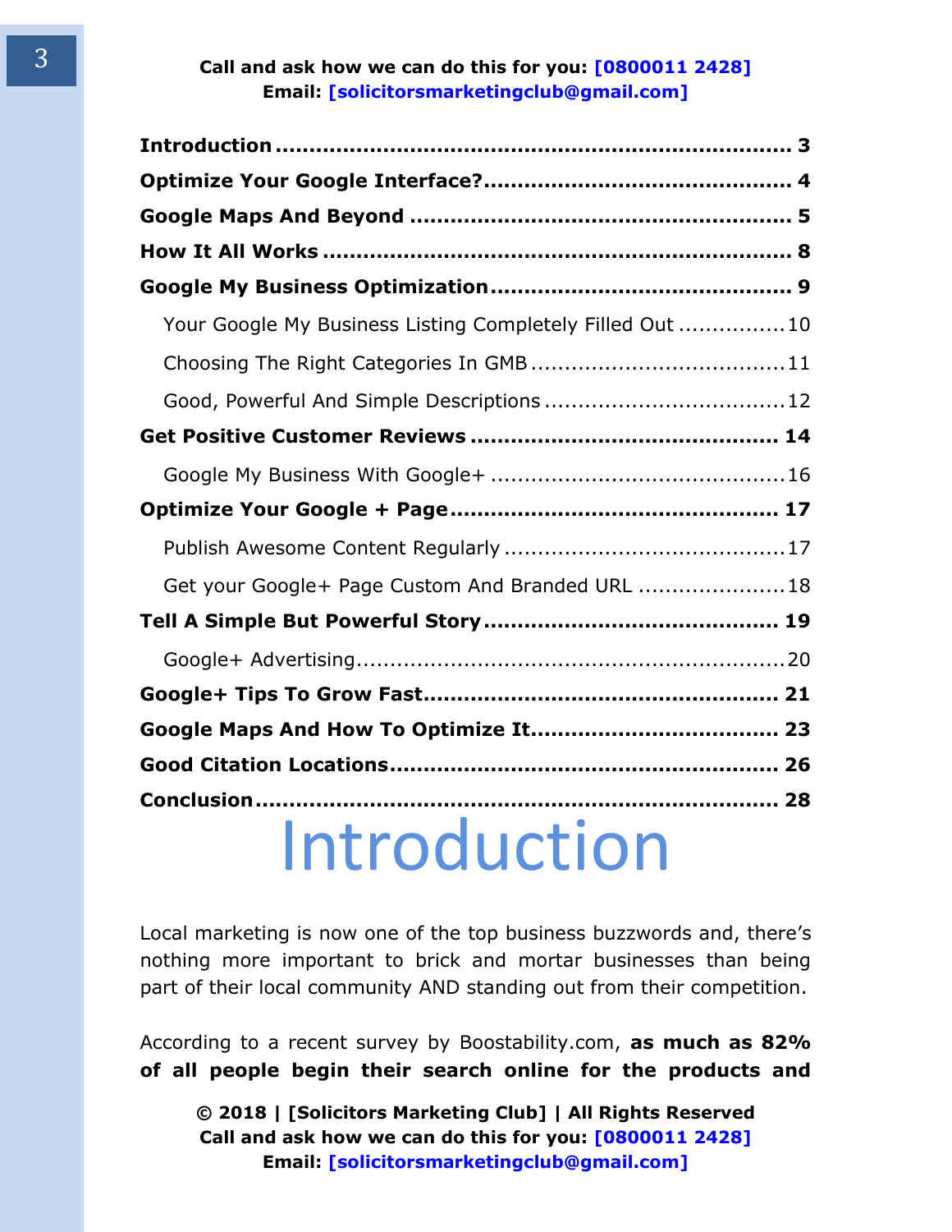**Introduction** ............................................................................ 3

**Optimize Your Google Interface?**............................................. 4

**Google Maps And Beyond** ........................................................ 5

**How It All Works** ..................................................................... 8

**Google My Business Optimization**............................................ 9

Your Google My Business Listing Completely Filled Out ................10

Choosing The Right Categories In GMB ......................................11

Good, Powerful And Simple Descriptions ....................................12

**Get Positive Customer Reviews** ............................................. 14

Google My Business With Google+ ............................................16

**Optimize Your Google + Page**................................................ 17

Publish Awesome Content Regularly ..........................................17

Get your Google+ Page Custom And Branded URL ......................18

**Tell A Simple But Powerful Story**............................................ 19

Google+ Advertising...............................................................20

**Google+ Tips To Grow Fast**.................................................... 21

**Google Maps And How To Optimize It**.................................... 23

**Good Citation Locations**......................................................... 26

**Conclusion**............................................................................. 28

# Introduction

Local marketing is now one of the top business buzzwords and, there's nothing more important to brick and mortar businesses than being part of their local community AND standing out from their competition.

According to a recent survey by Boostability.com, **as much as 82% of all people begin their search online for the products and**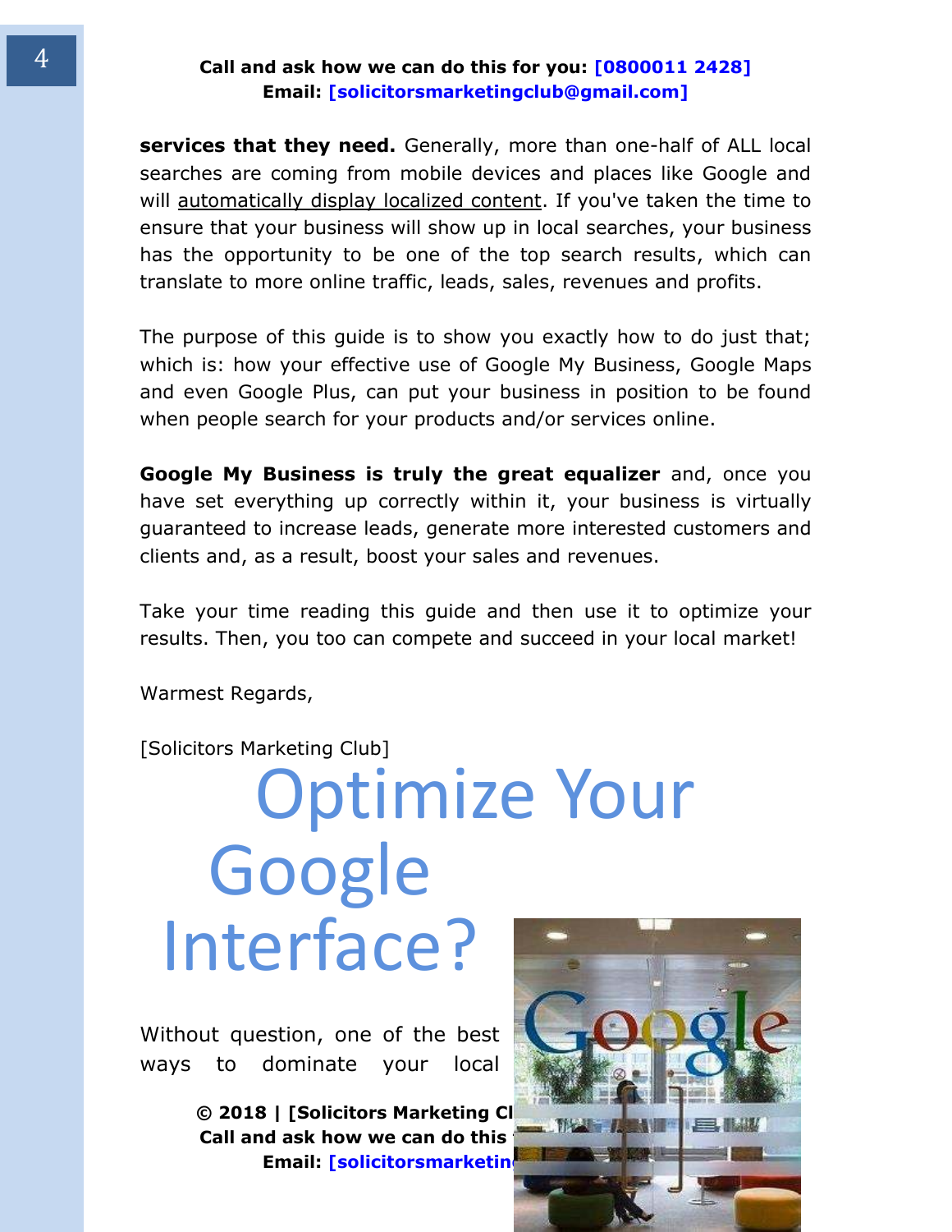**services that they need.** Generally, more than one-half of ALL local searches are coming from mobile devices and places like Google and will automatically display localized content. If you've taken the time to ensure that your business will show up in local searches, your business has the opportunity to be one of the top search results, which can translate to more online traffic, leads, sales, revenues and profits.

The purpose of this guide is to show you exactly how to do just that; which is: how your effective use of Google My Business, Google Maps and even Google Plus, can put your business in position to be found when people search for your products and/or services online.

**Google My Business is truly the great equalizer** and, once you have set everything up correctly within it, your business is virtually guaranteed to increase leads, generate more interested customers and clients and, as a result, boost your sales and revenues.

Take your time reading this guide and then use it to optimize your results. Then, you too can compete and succeed in your local market!

Warmest Regards,

[Solicitors Marketing Club]

# Optimize Your Google Interface?

Without question, one of the best ways to dominate your local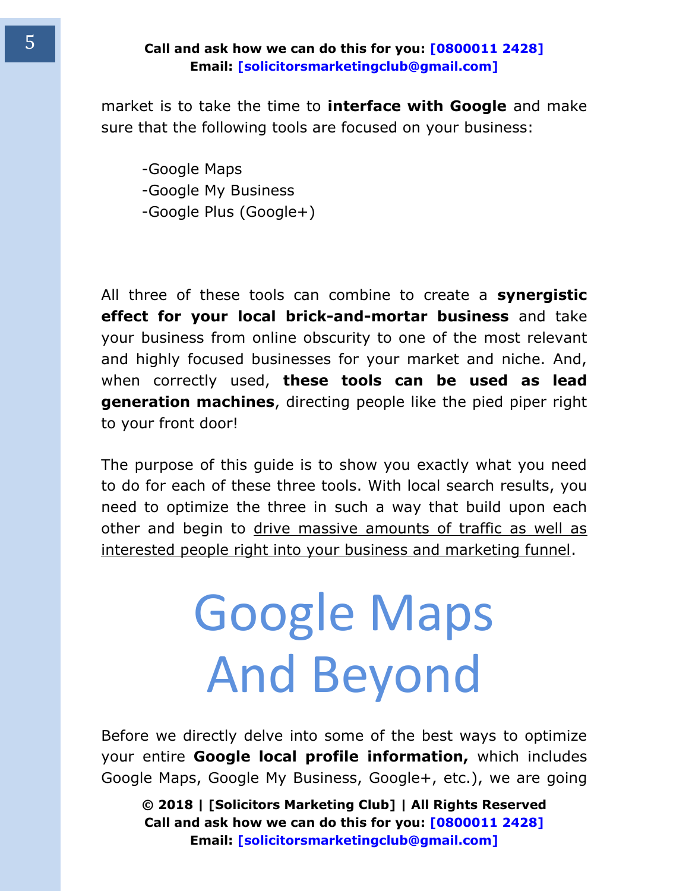market is to take the time to **interface with Google** and make sure that the following tools are focused on your business:

-Google Maps
-Google My Business
-Google Plus (Google+)

All three of these tools can combine to create a **synergistic effect for your local brick-and-mortar business** and take your business from online obscurity to one of the most relevant and highly focused businesses for your market and niche. And, when correctly used, **these tools can be used as lead generation machines**, directing people like the pied piper right to your front door!

The purpose of this guide is to show you exactly what you need to do for each of these three tools. With local search results, you need to optimize the three in such a way that build upon each other and begin to drive massive amounts of traffic as well as interested people right into your business and marketing funnel.

# Google Maps And Beyond

Before we directly delve into some of the best ways to optimize your entire **Google local profile information,** which includes Google Maps, Google My Business, Google+, etc.), we are going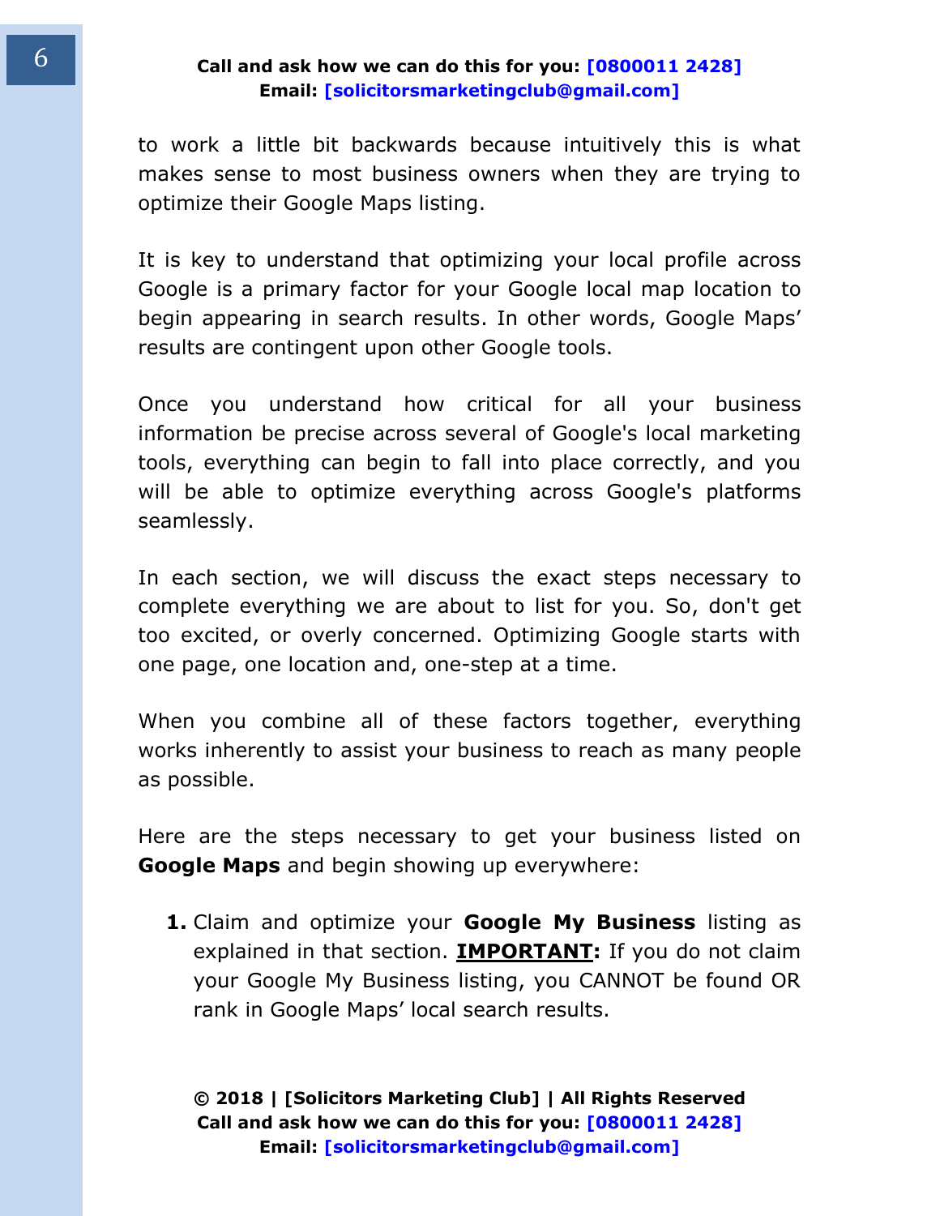to work a little bit backwards because intuitively this is what makes sense to most business owners when they are trying to optimize their Google Maps listing.

It is key to understand that optimizing your local profile across Google is a primary factor for your Google local map location to begin appearing in search results. In other words, Google Maps' results are contingent upon other Google tools.

Once you understand how critical for all your business information be precise across several of Google's local marketing tools, everything can begin to fall into place correctly, and you will be able to optimize everything across Google's platforms seamlessly.

In each section, we will discuss the exact steps necessary to complete everything we are about to list for you. So, don't get too excited, or overly concerned. Optimizing Google starts with one page, one location and, one-step at a time.

When you combine all of these factors together, everything works inherently to assist your business to reach as many people as possible.

Here are the steps necessary to get your business listed on **Google Maps** and begin showing up everywhere:

1. Claim and optimize your **Google My Business** listing as explained in that section. **IMPORTANT:** If you do not claim your Google My Business listing, you CANNOT be found OR rank in Google Maps' local search results.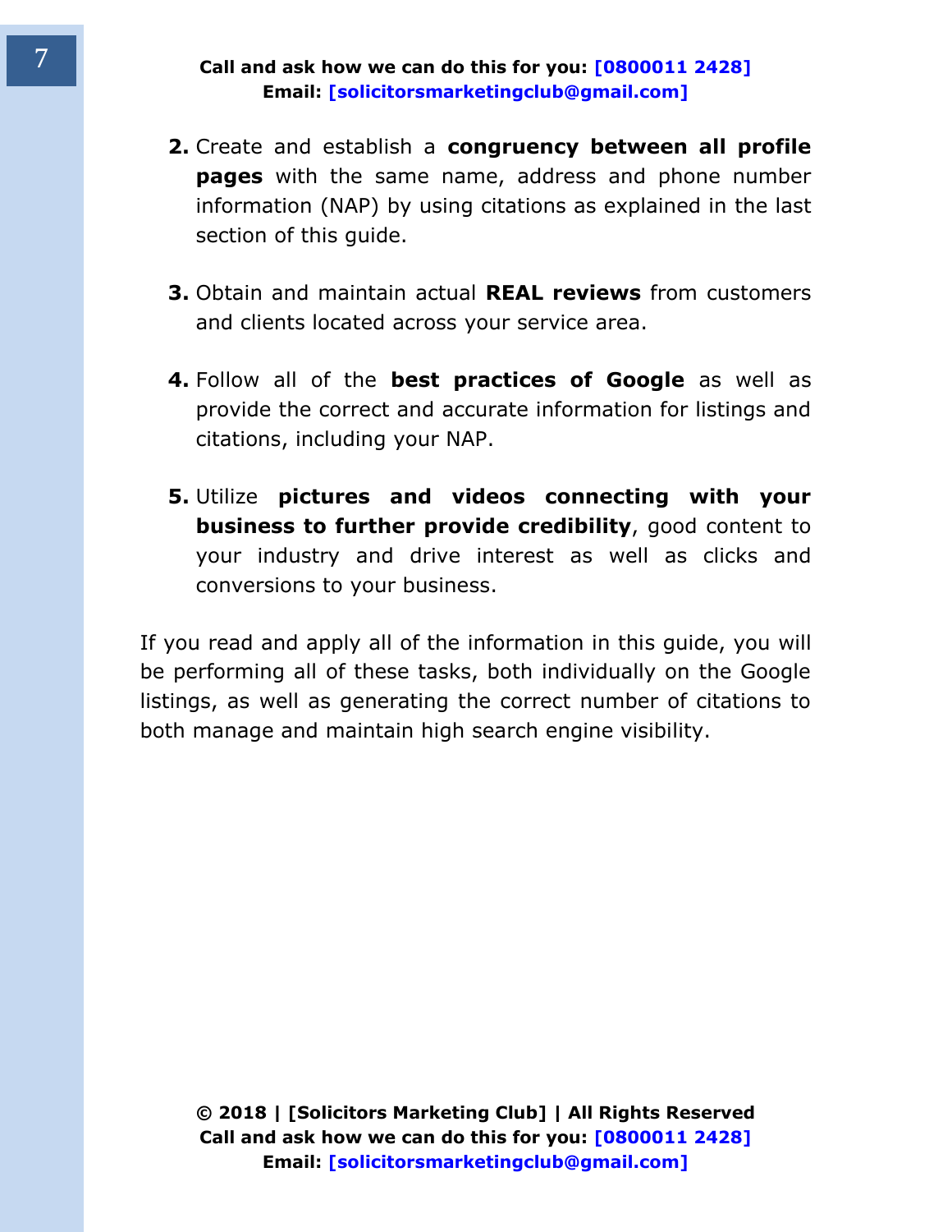2. Create and establish a **congruency between all profile pages** with the same name, address and phone number information (NAP) by using citations as explained in the last section of this guide.

3. Obtain and maintain actual **REAL reviews** from customers and clients located across your service area.

4. Follow all of the **best practices of Google** as well as provide the correct and accurate information for listings and citations, including your NAP.

5. Utilize **pictures and videos connecting with your business to further provide credibility**, good content to your industry and drive interest as well as clicks and conversions to your business.

If you read and apply all of the information in this guide, you will be performing all of these tasks, both individually on the Google listings, as well as generating the correct number of citations to both manage and maintain high search engine visibility.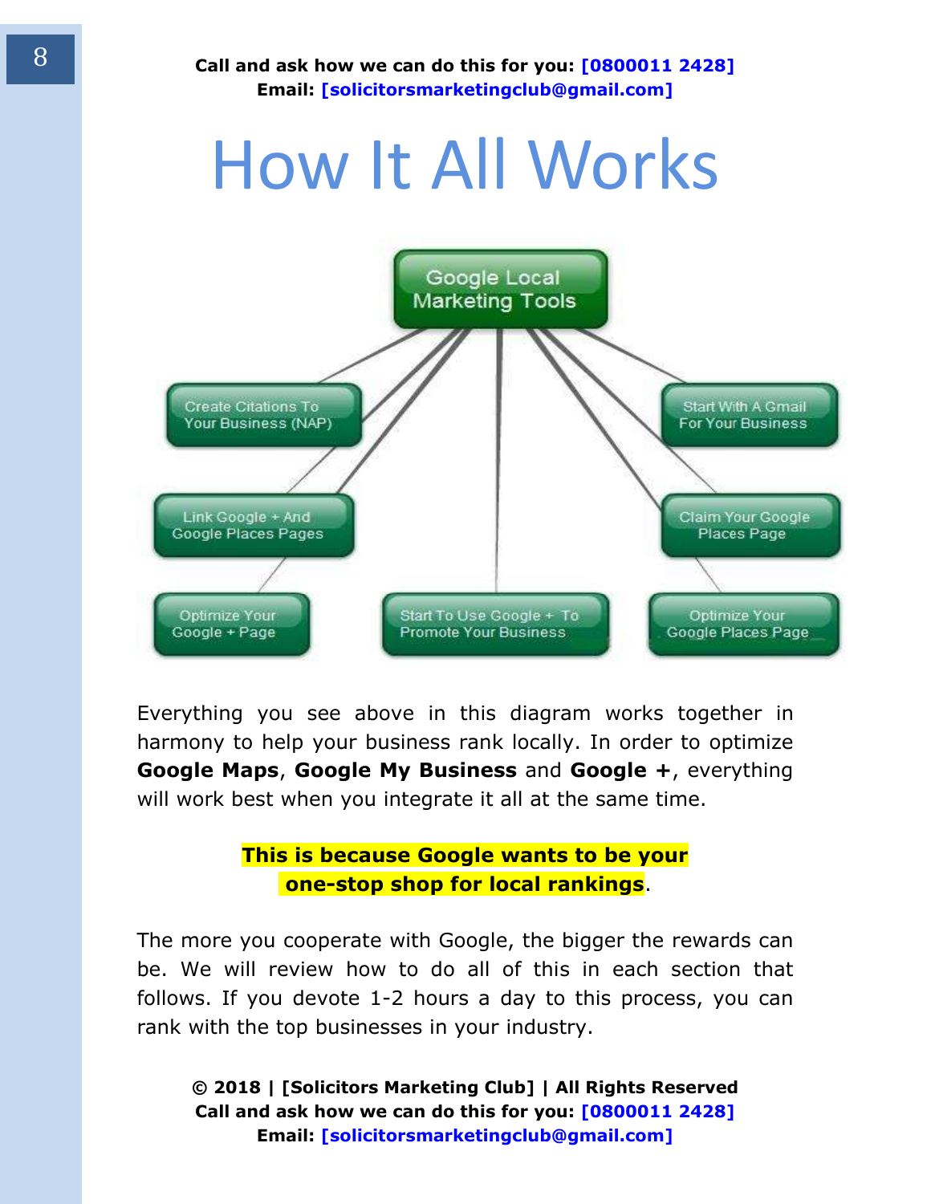# How It All Works

**Google Local Marketing Tools**

- Create Citations To Your Business (NAP)
- Start With A Gmail For Your Business
- Link Google + And Google Places Pages
- Claim Your Google Places Page
- Optimize Your Google + Page
- Start To Use Google + To Promote Your Business
- Optimize Your Google Places Page

Everything you see above in this diagram works together in harmony to help your business rank locally. In order to optimize **Google Maps**, **Google My Business** and **Google +**, everything will work best when you integrate it all at the same time.

**This is because Google wants to be your one-stop shop for local rankings**.

The more you cooperate with Google, the bigger the rewards can be. We will review how to do all of this in each section that follows. If you devote 1-2 hours a day to this process, you can rank with the top businesses in your industry.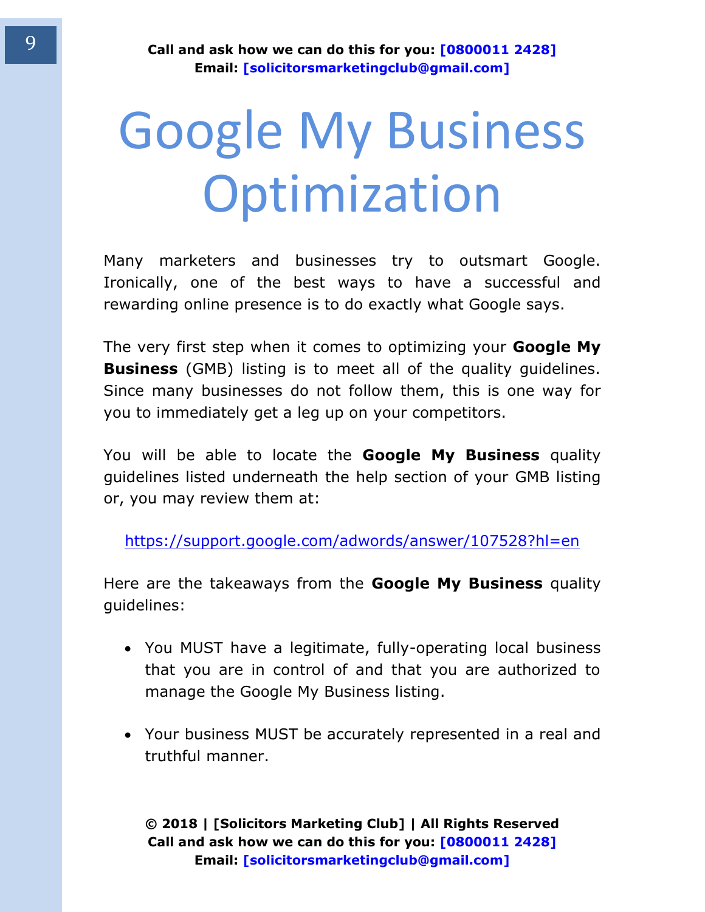# Google My Business Optimization

Many marketers and businesses try to outsmart Google. Ironically, one of the best ways to have a successful and rewarding online presence is to do exactly what Google says.

The very first step when it comes to optimizing your **Google My Business** (GMB) listing is to meet all of the quality guidelines. Since many businesses do not follow them, this is one way for you to immediately get a leg up on your competitors.

You will be able to locate the **Google My Business** quality guidelines listed underneath the help section of your GMB listing or, you may review them at:

https://support.google.com/adwords/answer/107528?hl=en

Here are the takeaways from the **Google My Business** quality guidelines:

- You MUST have a legitimate, fully-operating local business that you are in control of and that you are authorized to manage the Google My Business listing.
- Your business MUST be accurately represented in a real and truthful manner.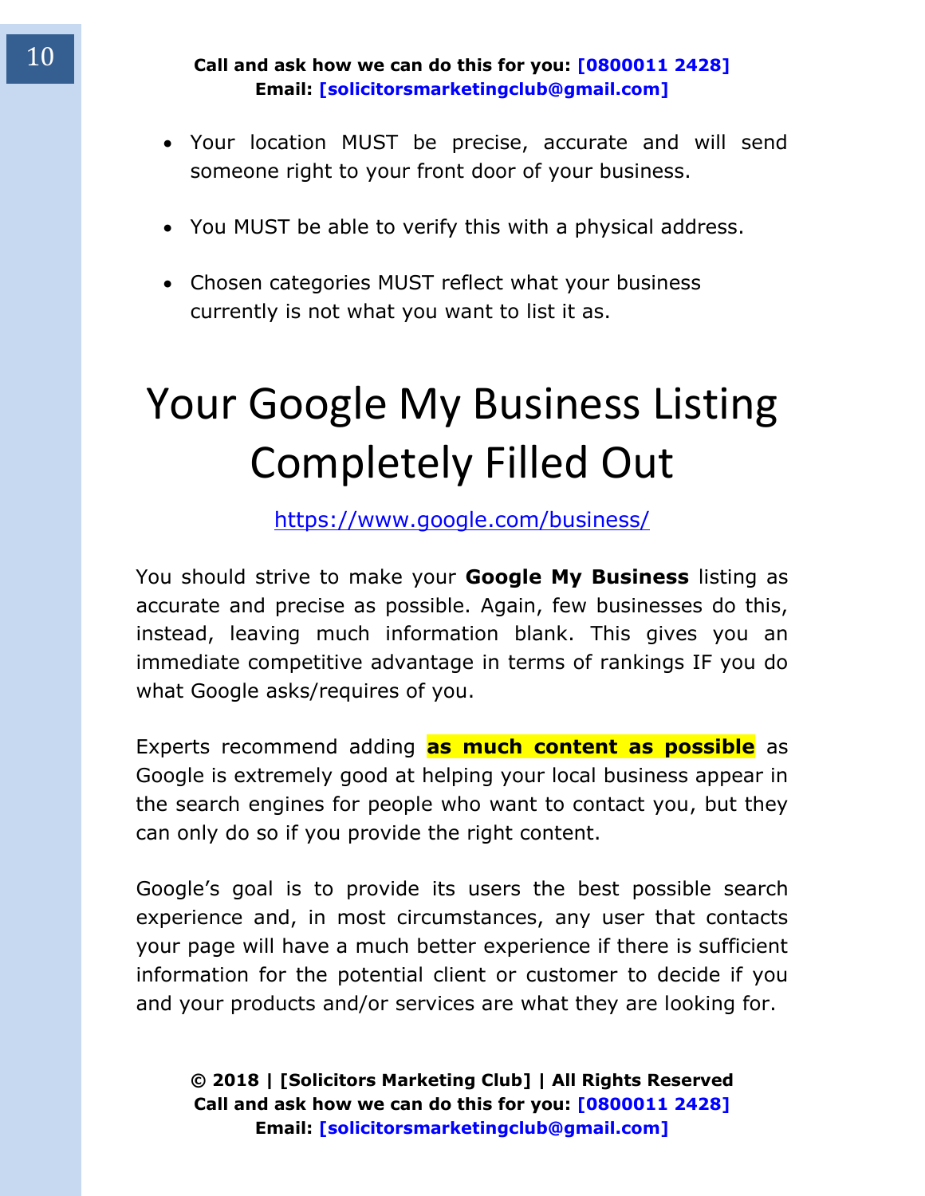- Your location MUST be precise, accurate and will send someone right to your front door of your business.
- You MUST be able to verify this with a physical address.
- Chosen categories MUST reflect what your business currently is not what you want to list it as.

# Your Google My Business Listing Completely Filled Out

https://www.google.com/business/

You should strive to make your **Google My Business** listing as accurate and precise as possible. Again, few businesses do this, instead, leaving much information blank. This gives you an immediate competitive advantage in terms of rankings IF you do what Google asks/requires of you.

Experts recommend adding **as much content as possible** as Google is extremely good at helping your local business appear in the search engines for people who want to contact you, but they can only do so if you provide the right content.

Google's goal is to provide its users the best possible search experience and, in most circumstances, any user that contacts your page will have a much better experience if there is sufficient information for the potential client or customer to decide if you and your products and/or services are what they are looking for.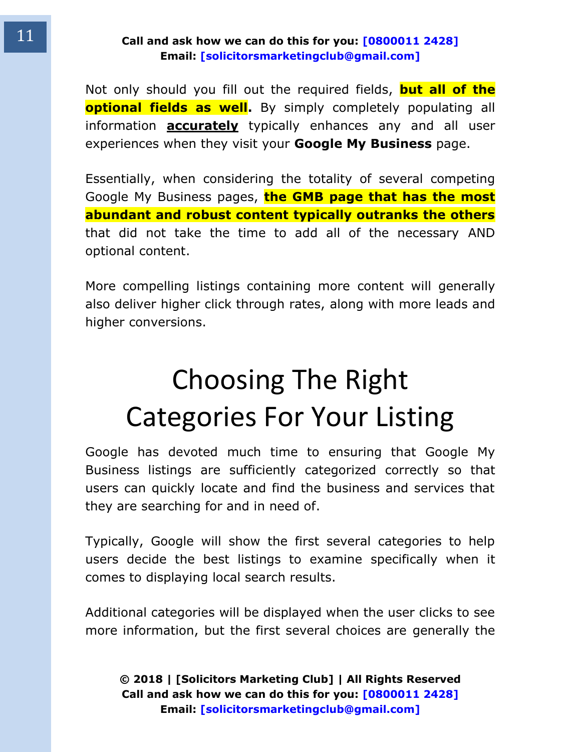Not only should you fill out the required fields, **but all of the optional fields as well.** By simply completely populating all information **accurately** typically enhances any and all user experiences when they visit your **Google My Business** page.

Essentially, when considering the totality of several competing Google My Business pages, **the GMB page that has the most abundant and robust content typically outranks the others** that did not take the time to add all of the necessary AND optional content.

More compelling listings containing more content will generally also deliver higher click through rates, along with more leads and higher conversions.

# Choosing The Right Categories For Your Listing

Google has devoted much time to ensuring that Google My Business listings are sufficiently categorized correctly so that users can quickly locate and find the business and services that they are searching for and in need of.

Typically, Google will show the first several categories to help users decide the best listings to examine specifically when it comes to displaying local search results.

Additional categories will be displayed when the user clicks to see more information, but the first several choices are generally the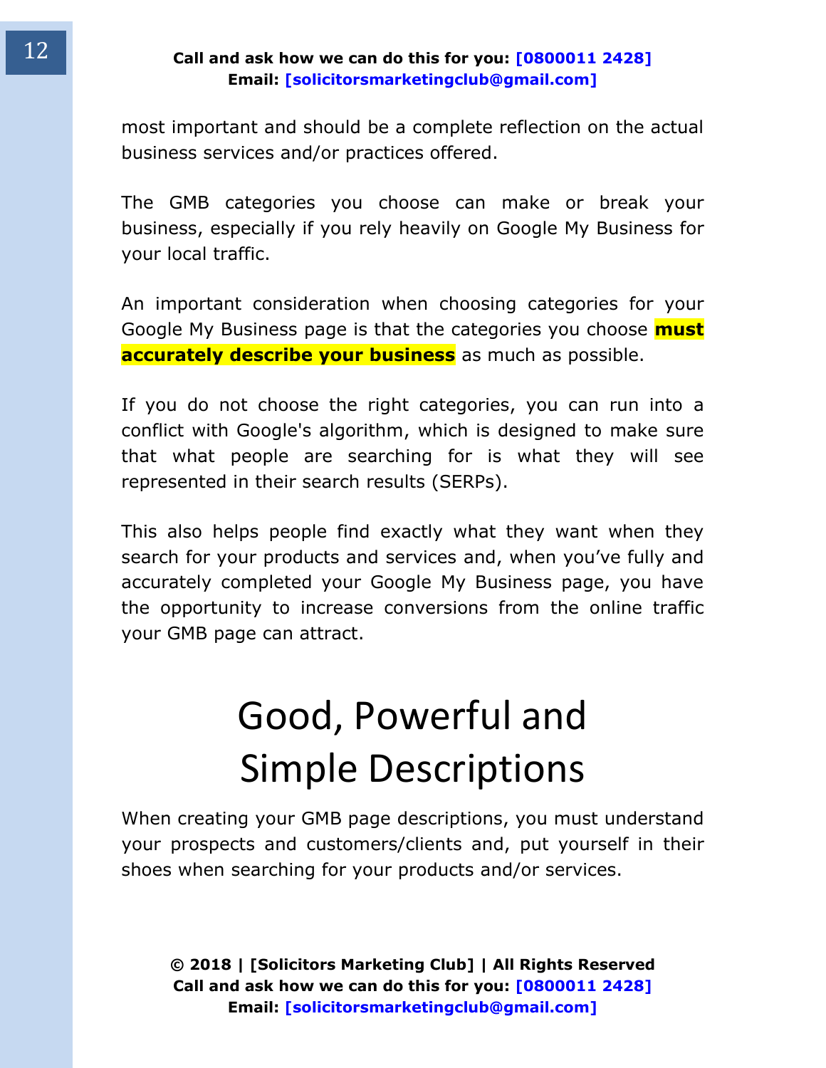most important and should be a complete reflection on the actual business services and/or practices offered.

The GMB categories you choose can make or break your business, especially if you rely heavily on Google My Business for your local traffic.

An important consideration when choosing categories for your Google My Business page is that the categories you choose **must accurately describe your business** as much as possible.

If you do not choose the right categories, you can run into a conflict with Google's algorithm, which is designed to make sure that what people are searching for is what they will see represented in their search results (SERPs).

This also helps people find exactly what they want when they search for your products and services and, when you've fully and accurately completed your Google My Business page, you have the opportunity to increase conversions from the online traffic your GMB page can attract.

# Good, Powerful and Simple Descriptions

When creating your GMB page descriptions, you must understand your prospects and customers/clients and, put yourself in their shoes when searching for your products and/or services.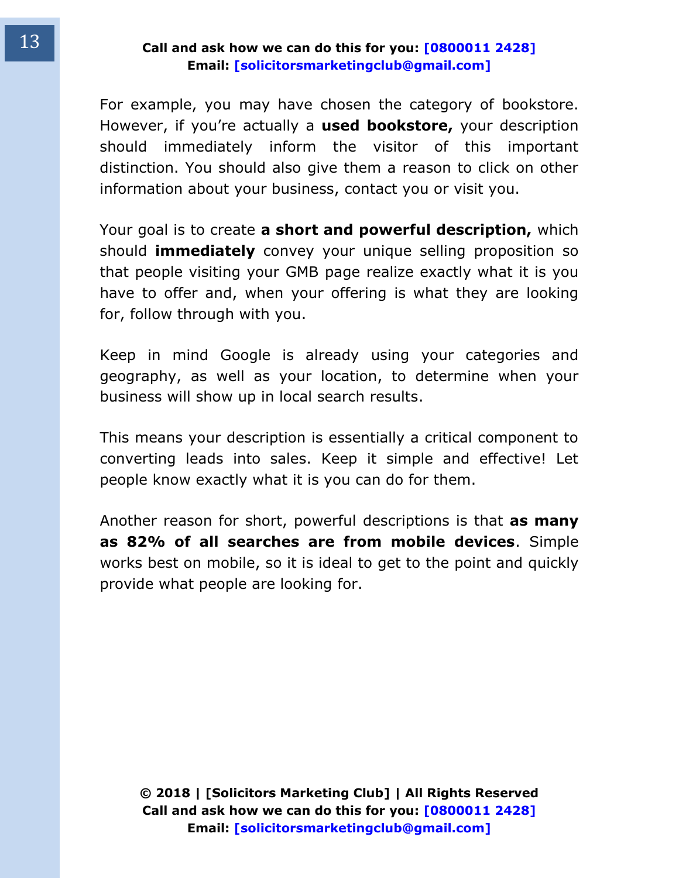For example, you may have chosen the category of bookstore. However, if you're actually a **used bookstore,** your description should immediately inform the visitor of this important distinction. You should also give them a reason to click on other information about your business, contact you or visit you.

Your goal is to create **a short and powerful description,** which should **immediately** convey your unique selling proposition so that people visiting your GMB page realize exactly what it is you have to offer and, when your offering is what they are looking for, follow through with you.

Keep in mind Google is already using your categories and geography, as well as your location, to determine when your business will show up in local search results.

This means your description is essentially a critical component to converting leads into sales. Keep it simple and effective! Let people know exactly what it is you can do for them.

Another reason for short, powerful descriptions is that **as many as 82% of all searches are from mobile devices**. Simple works best on mobile, so it is ideal to get to the point and quickly provide what people are looking for.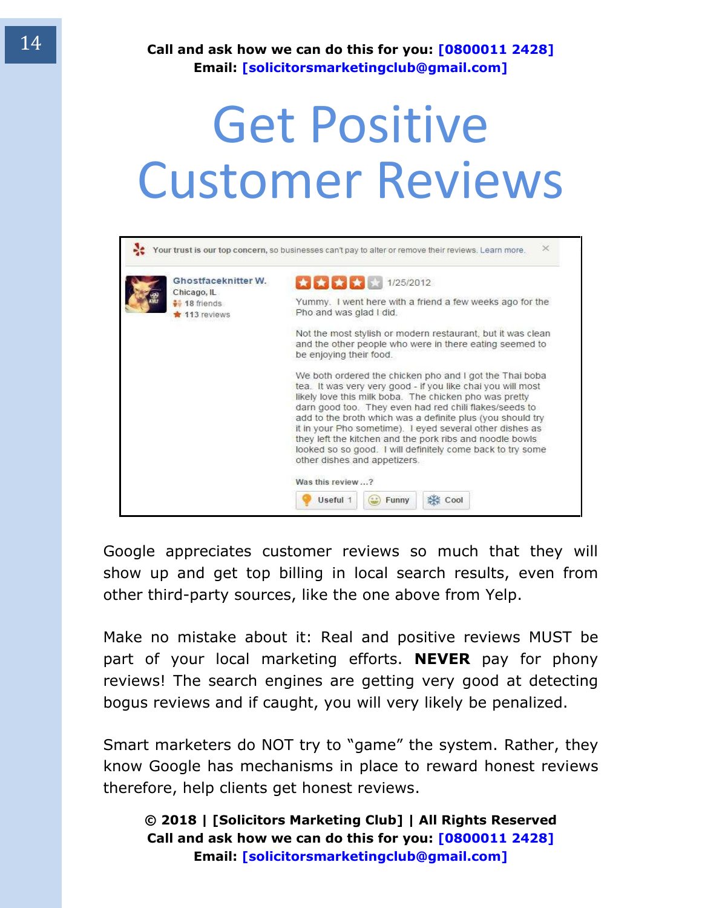# Get Positive Customer Reviews

Google appreciates customer reviews so much that they will show up and get top billing in local search results, even from other third-party sources, like the one above from Yelp.

Make no mistake about it: Real and positive reviews MUST be part of your local marketing efforts. **NEVER** pay for phony reviews! The search engines are getting very good at detecting bogus reviews and if caught, you will very likely be penalized.

Smart marketers do NOT try to "game" the system. Rather, they know Google has mechanisms in place to reward honest reviews therefore, help clients get honest reviews.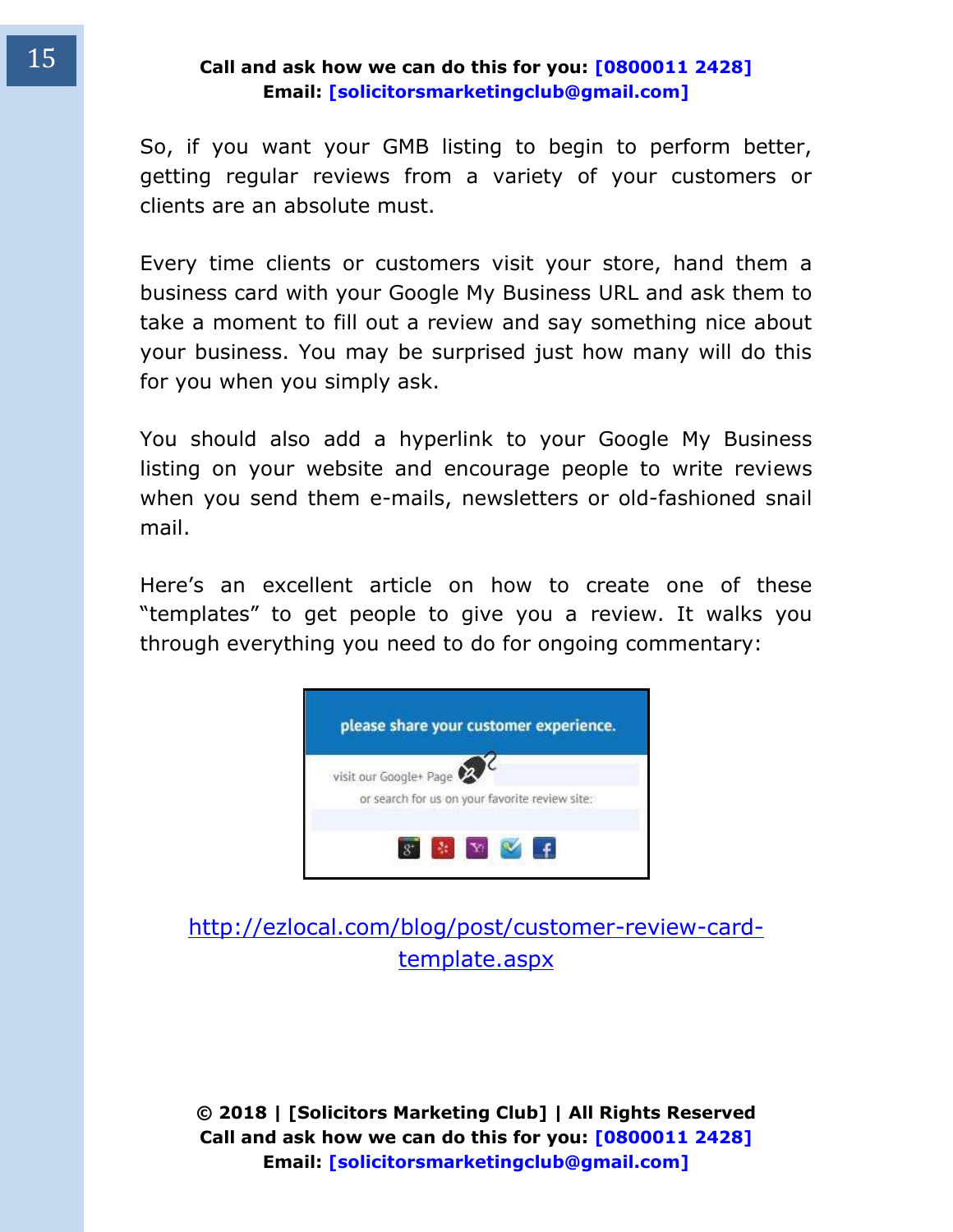So, if you want your GMB listing to begin to perform better, getting regular reviews from a variety of your customers or clients are an absolute must.

Every time clients or customers visit your store, hand them a business card with your Google My Business URL and ask them to take a moment to fill out a review and say something nice about your business. You may be surprised just how many will do this for you when you simply ask.

You should also add a hyperlink to your Google My Business listing on your website and encourage people to write reviews when you send them e-mails, newsletters or old-fashioned snail mail.

Here's an excellent article on how to create one of these "templates" to get people to give you a review. It walks you through everything you need to do for ongoing commentary:

http://ezlocal.com/blog/post/customer-review-card-template.aspx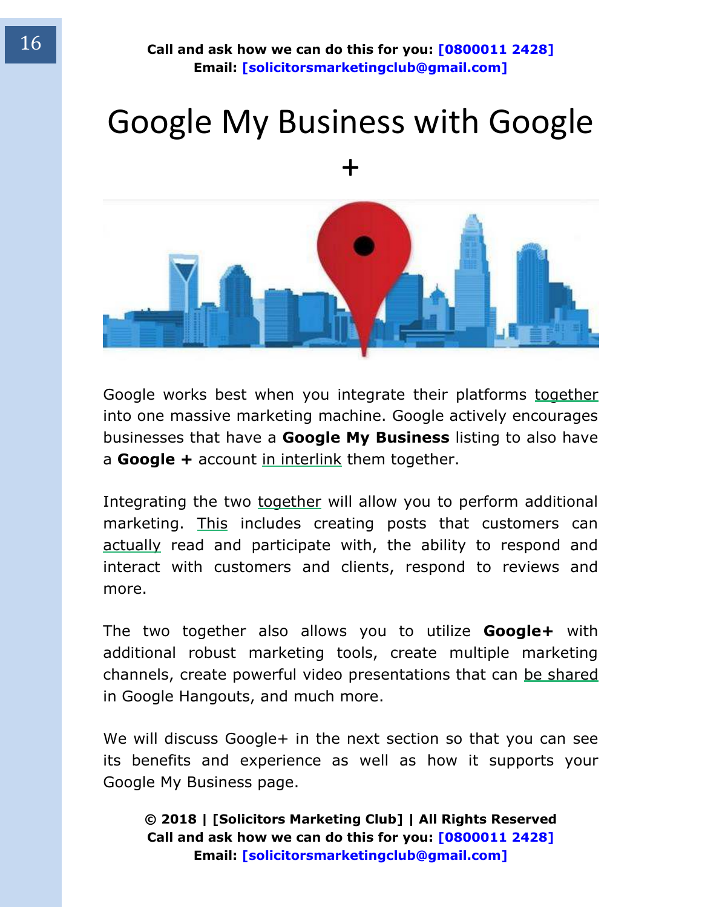# Google My Business with Google +

Google works best when you integrate their platforms together into one massive marketing machine. Google actively encourages businesses that have a **Google My Business** listing to also have a **Google +** account in interlink them together.

Integrating the two together will allow you to perform additional marketing. This includes creating posts that customers can actually read and participate with, the ability to respond and interact with customers and clients, respond to reviews and more.

The two together also allows you to utilize **Google+** with additional robust marketing tools, create multiple marketing channels, create powerful video presentations that can be shared in Google Hangouts, and much more.

We will discuss Google+ in the next section so that you can see its benefits and experience as well as how it supports your Google My Business page.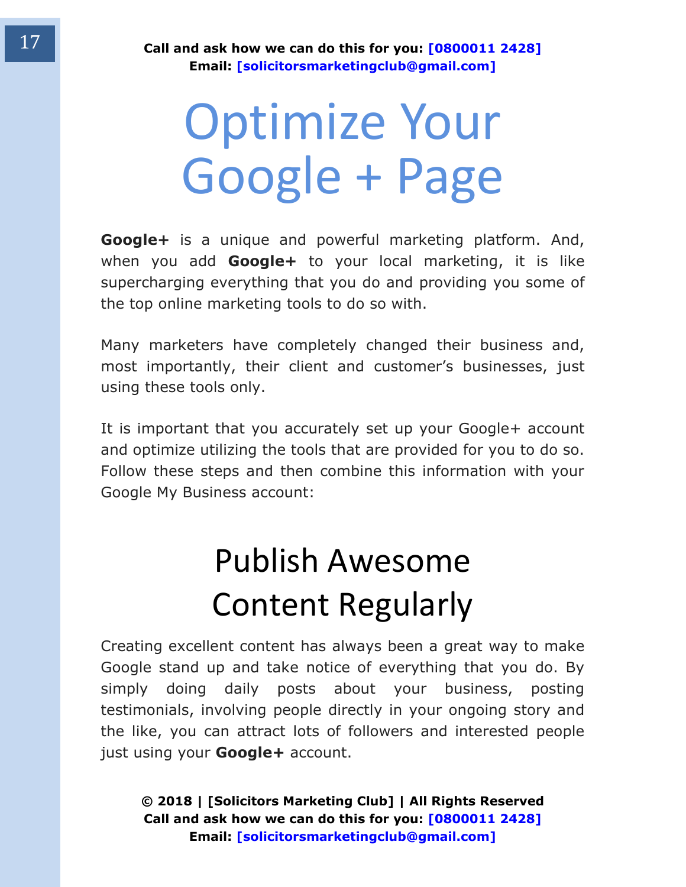# Optimize Your Google + Page

**Google+** is a unique and powerful marketing platform. And, when you add **Google+** to your local marketing, it is like supercharging everything that you do and providing you some of the top online marketing tools to do so with.

Many marketers have completely changed their business and, most importantly, their client and customer's businesses, just using these tools only.

It is important that you accurately set up your Google+ account and optimize utilizing the tools that are provided for you to do so. Follow these steps and then combine this information with your Google My Business account:

## Publish Awesome Content Regularly

Creating excellent content has always been a great way to make Google stand up and take notice of everything that you do. By simply doing daily posts about your business, posting testimonials, involving people directly in your ongoing story and the like, you can attract lots of followers and interested people just using your **Google+** account.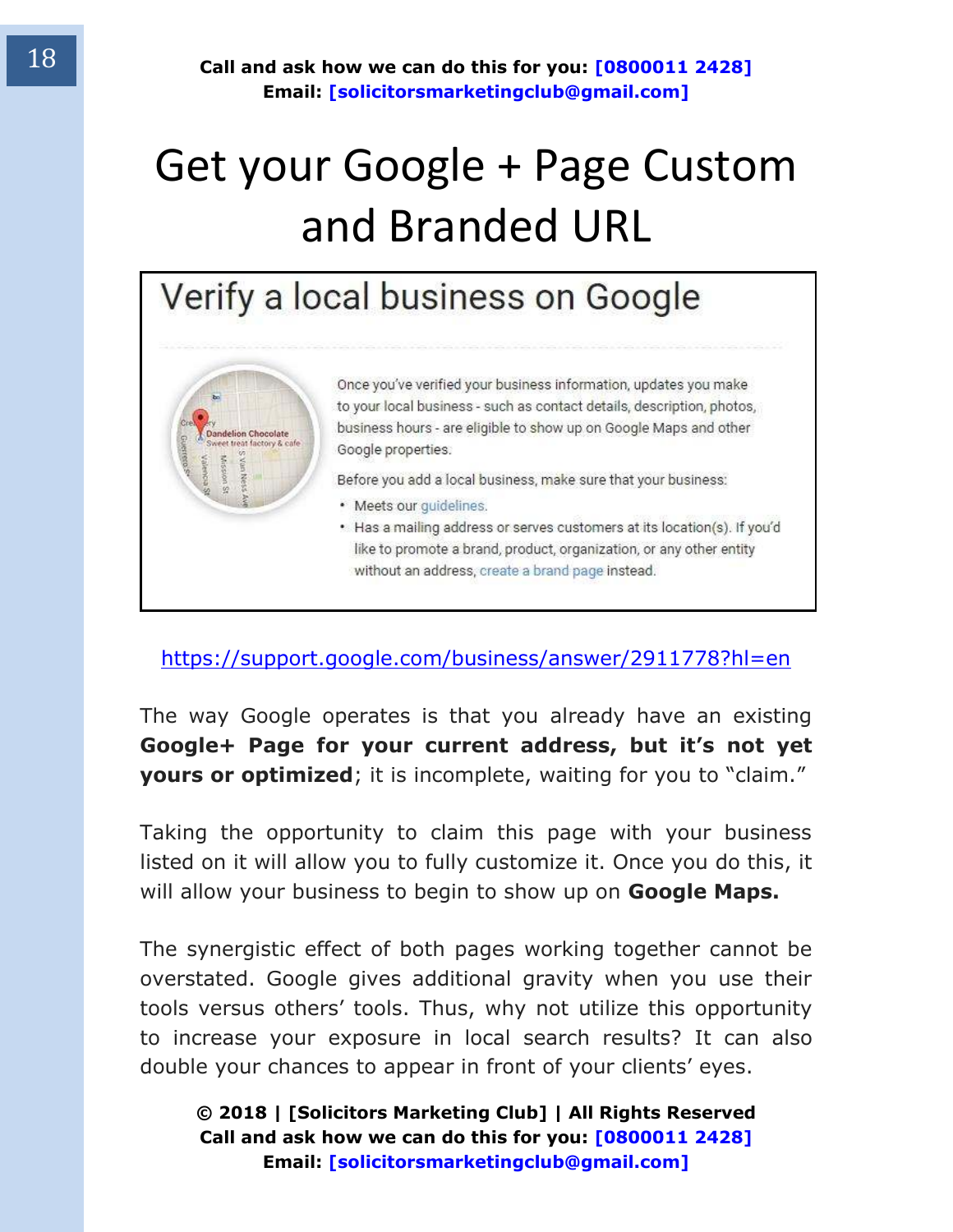# Get your Google + Page Custom and Branded URL

## Verify a local business on Google

Once you've verified your business information, updates you make to your local business - such as contact details, description, photos, business hours - are eligible to show up on Google Maps and other Google properties.

Before you add a local business, make sure that your business:

- Meets our guidelines.
- Has a mailing address or serves customers at its location(s). If you'd like to promote a brand, product, organization, or any other entity without an address, create a brand page instead.

https://support.google.com/business/answer/2911778?hl=en

The way Google operates is that you already have an existing **Google+ Page for your current address, but it's not yet yours or optimized**; it is incomplete, waiting for you to "claim."

Taking the opportunity to claim this page with your business listed on it will allow you to fully customize it. Once you do this, it will allow your business to begin to show up on **Google Maps.**

The synergistic effect of both pages working together cannot be overstated. Google gives additional gravity when you use their tools versus others' tools. Thus, why not utilize this opportunity to increase your exposure in local search results? It can also double your chances to appear in front of your clients' eyes.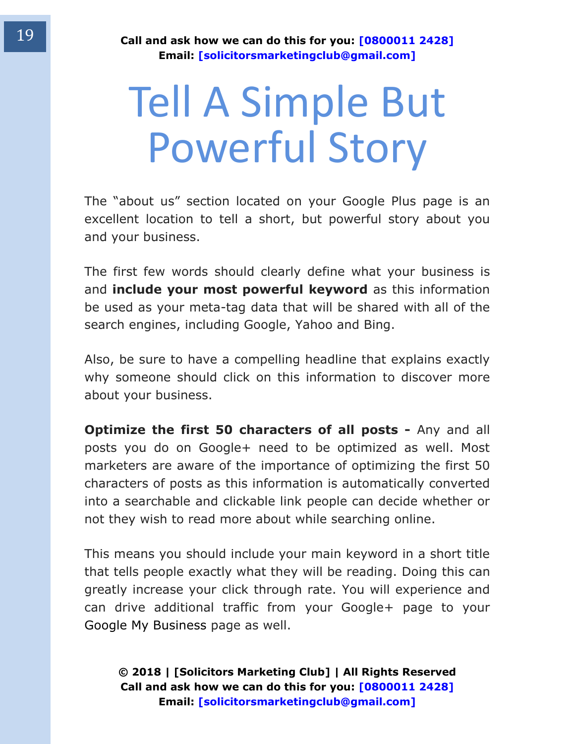# Tell A Simple But Powerful Story

The "about us" section located on your Google Plus page is an excellent location to tell a short, but powerful story about you and your business.

The first few words should clearly define what your business is and **include your most powerful keyword** as this information be used as your meta-tag data that will be shared with all of the search engines, including Google, Yahoo and Bing.

Also, be sure to have a compelling headline that explains exactly why someone should click on this information to discover more about your business.

**Optimize the first 50 characters of all posts -** Any and all posts you do on Google+ need to be optimized as well. Most marketers are aware of the importance of optimizing the first 50 characters of posts as this information is automatically converted into a searchable and clickable link people can decide whether or not they wish to read more about while searching online.

This means you should include your main keyword in a short title that tells people exactly what they will be reading. Doing this can greatly increase your click through rate. You will experience and can drive additional traffic from your Google+ page to your Google My Business page as well.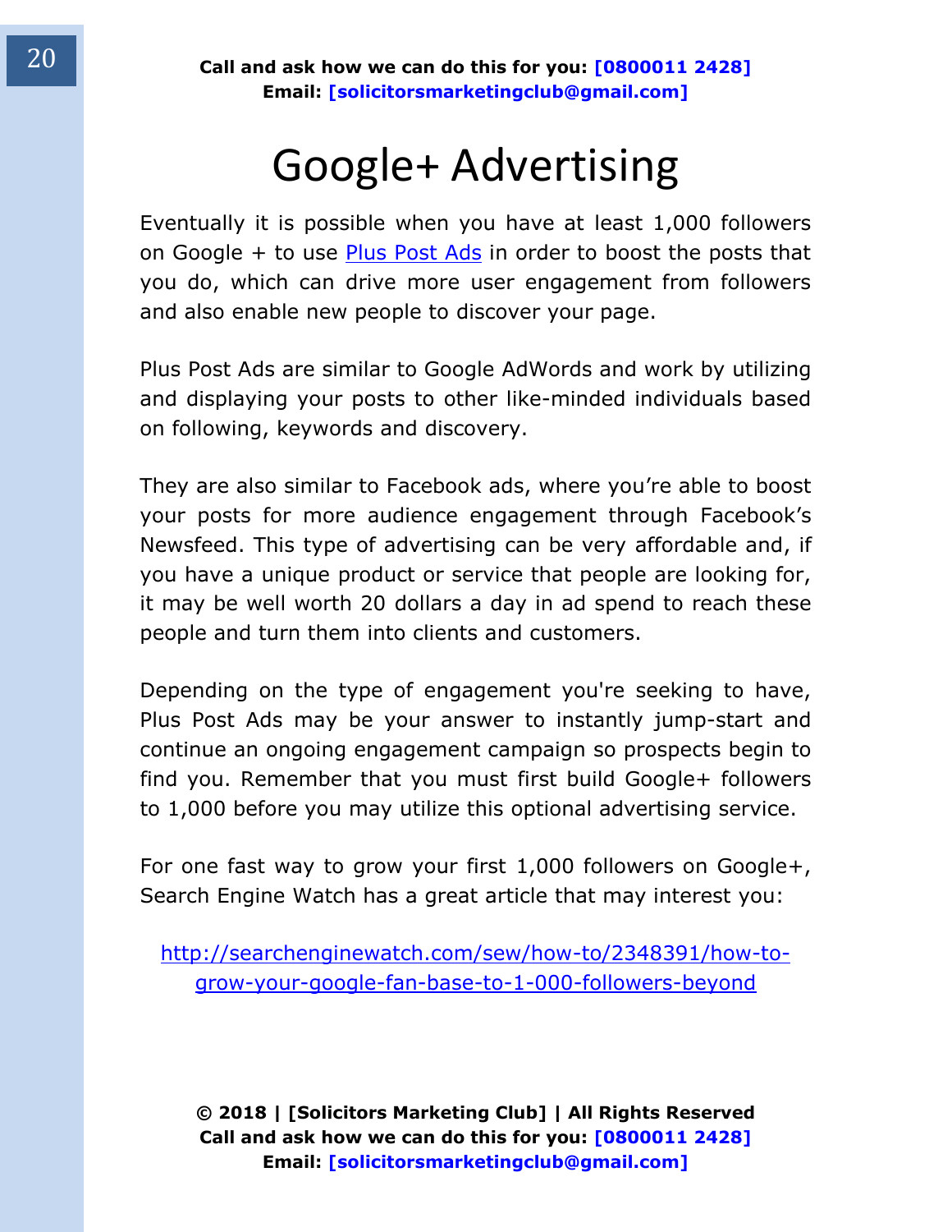# Google+ Advertising

Eventually it is possible when you have at least 1,000 followers on Google + to use Plus Post Ads in order to boost the posts that you do, which can drive more user engagement from followers and also enable new people to discover your page.

Plus Post Ads are similar to Google AdWords and work by utilizing and displaying your posts to other like-minded individuals based on following, keywords and discovery.

They are also similar to Facebook ads, where you're able to boost your posts for more audience engagement through Facebook's Newsfeed. This type of advertising can be very affordable and, if you have a unique product or service that people are looking for, it may be well worth 20 dollars a day in ad spend to reach these people and turn them into clients and customers.

Depending on the type of engagement you're seeking to have, Plus Post Ads may be your answer to instantly jump-start and continue an ongoing engagement campaign so prospects begin to find you. Remember that you must first build Google+ followers to 1,000 before you may utilize this optional advertising service.

For one fast way to grow your first 1,000 followers on Google+, Search Engine Watch has a great article that may interest you:

http://searchenginewatch.com/sew/how-to/2348391/how-to-grow-your-google-fan-base-to-1-000-followers-beyond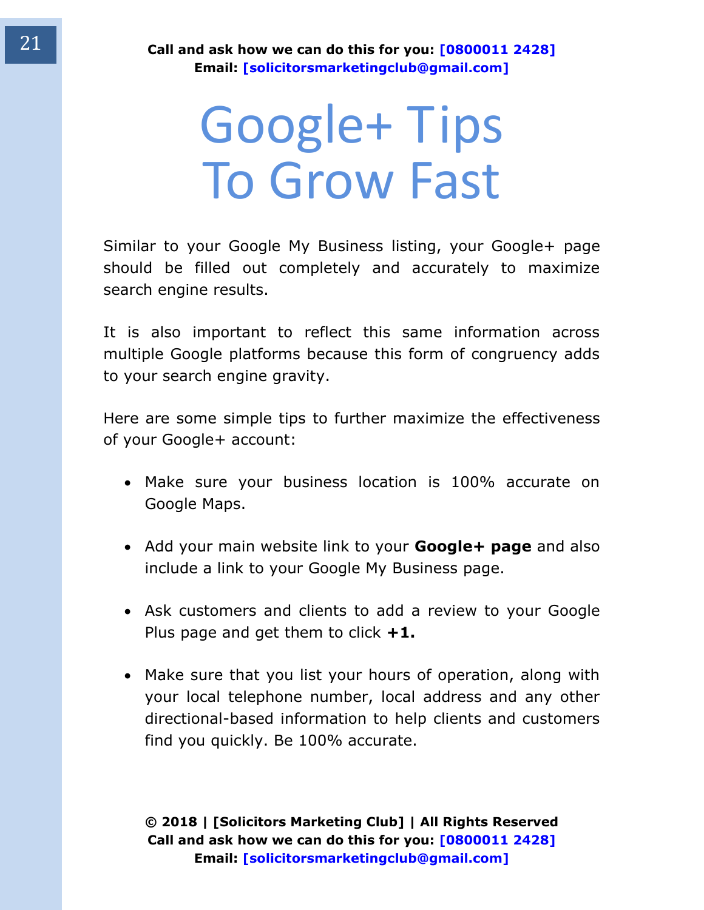# Google+ Tips To Grow Fast

Similar to your Google My Business listing, your Google+ page should be filled out completely and accurately to maximize search engine results.

It is also important to reflect this same information across multiple Google platforms because this form of congruency adds to your search engine gravity.

Here are some simple tips to further maximize the effectiveness of your Google+ account:

- Make sure your business location is 100% accurate on Google Maps.
- Add your main website link to your **Google+ page** and also include a link to your Google My Business page.
- Ask customers and clients to add a review to your Google Plus page and get them to click **+1.**
- Make sure that you list your hours of operation, along with your local telephone number, local address and any other directional-based information to help clients and customers find you quickly. Be 100% accurate.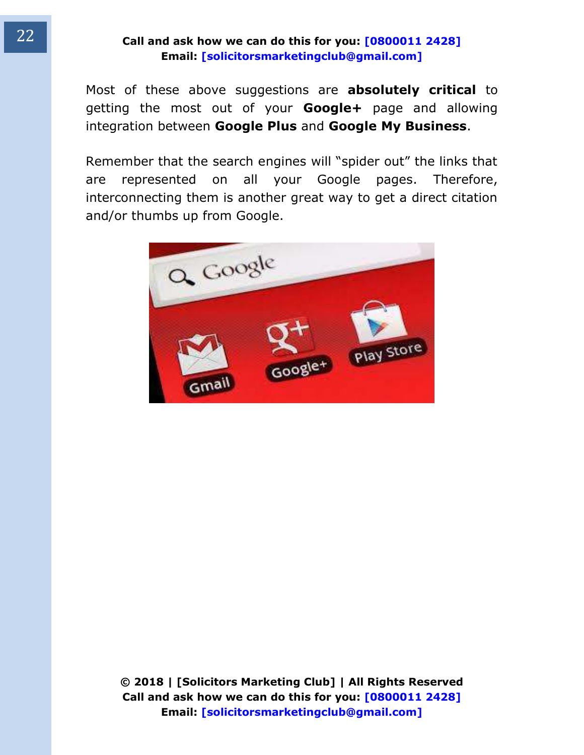Most of these above suggestions are **absolutely critical** to getting the most out of your **Google+** page and allowing integration between **Google Plus** and **Google My Business**.

Remember that the search engines will "spider out" the links that are represented on all your Google pages. Therefore, interconnecting them is another great way to get a direct citation and/or thumbs up from Google.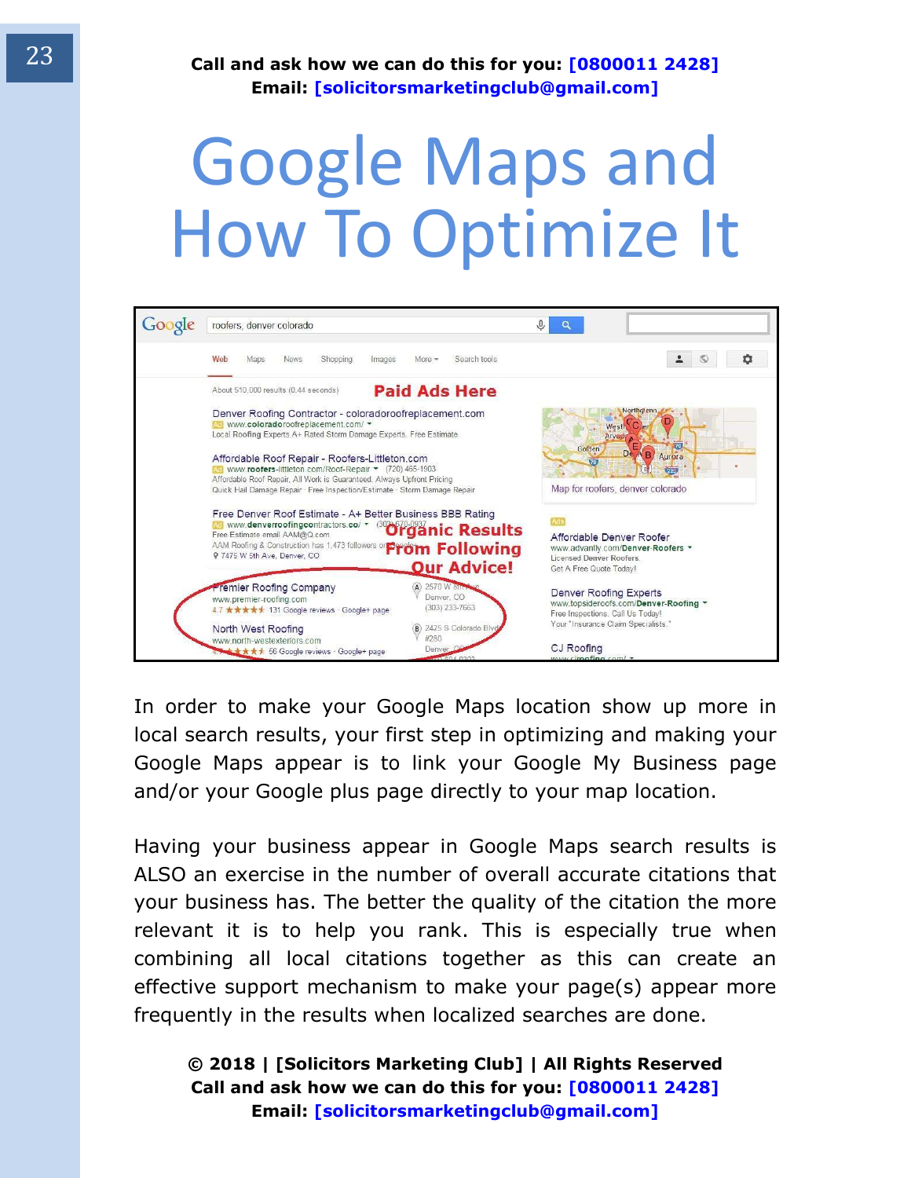# Google Maps and How To Optimize It

In order to make your Google Maps location show up more in local search results, your first step in optimizing and making your Google Maps appear is to link your Google My Business page and/or your Google plus page directly to your map location.

Having your business appear in Google Maps search results is ALSO an exercise in the number of overall accurate citations that your business has. The better the quality of the citation the more relevant it is to help you rank. This is especially true when combining all local citations together as this can create an effective support mechanism to make your page(s) appear more frequently in the results when localized searches are done.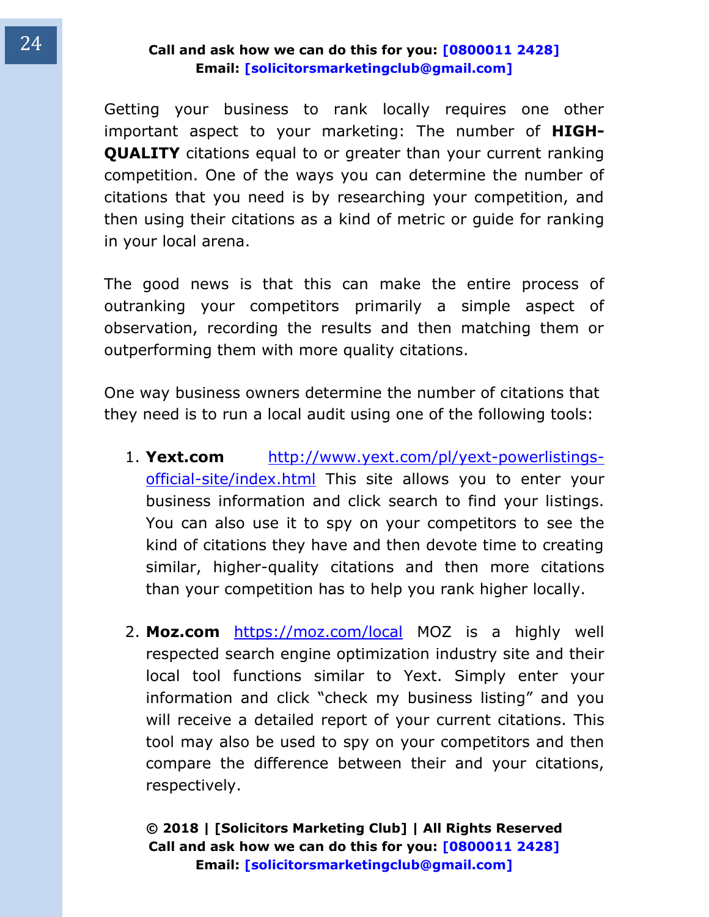Getting your business to rank locally requires one other important aspect to your marketing: The number of **HIGH-QUALITY** citations equal to or greater than your current ranking competition. One of the ways you can determine the number of citations that you need is by researching your competition, and then using their citations as a kind of metric or guide for ranking in your local arena.

The good news is that this can make the entire process of outranking your competitors primarily a simple aspect of observation, recording the results and then matching them or outperforming them with more quality citations.

One way business owners determine the number of citations that they need is to run a local audit using one of the following tools:

1. **Yext.com** http://www.yext.com/pl/yext-powerlistings-official-site/index.html This site allows you to enter your business information and click search to find your listings. You can also use it to spy on your competitors to see the kind of citations they have and then devote time to creating similar, higher-quality citations and then more citations than your competition has to help you rank higher locally.

2. **Moz.com** https://moz.com/local MOZ is a highly well respected search engine optimization industry site and their local tool functions similar to Yext. Simply enter your information and click "check my business listing" and you will receive a detailed report of your current citations. This tool may also be used to spy on your competitors and then compare the difference between their and your citations, respectively.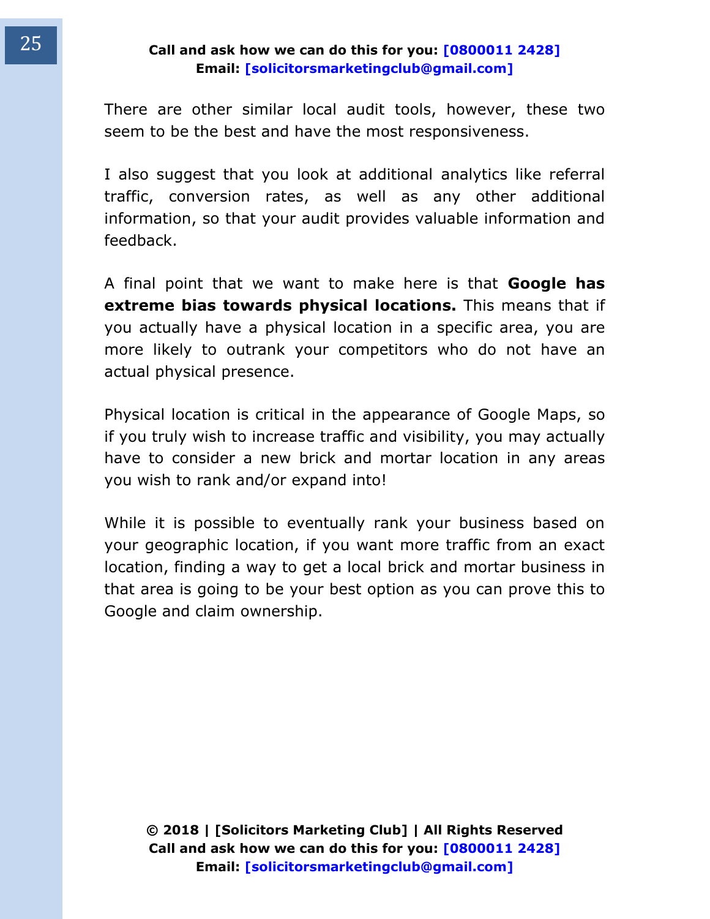There are other similar local audit tools, however, these two seem to be the best and have the most responsiveness.

I also suggest that you look at additional analytics like referral traffic, conversion rates, as well as any other additional information, so that your audit provides valuable information and feedback.

A final point that we want to make here is that **Google has extreme bias towards physical locations.** This means that if you actually have a physical location in a specific area, you are more likely to outrank your competitors who do not have an actual physical presence.

Physical location is critical in the appearance of Google Maps, so if you truly wish to increase traffic and visibility, you may actually have to consider a new brick and mortar location in any areas you wish to rank and/or expand into!

While it is possible to eventually rank your business based on your geographic location, if you want more traffic from an exact location, finding a way to get a local brick and mortar business in that area is going to be your best option as you can prove this to Google and claim ownership.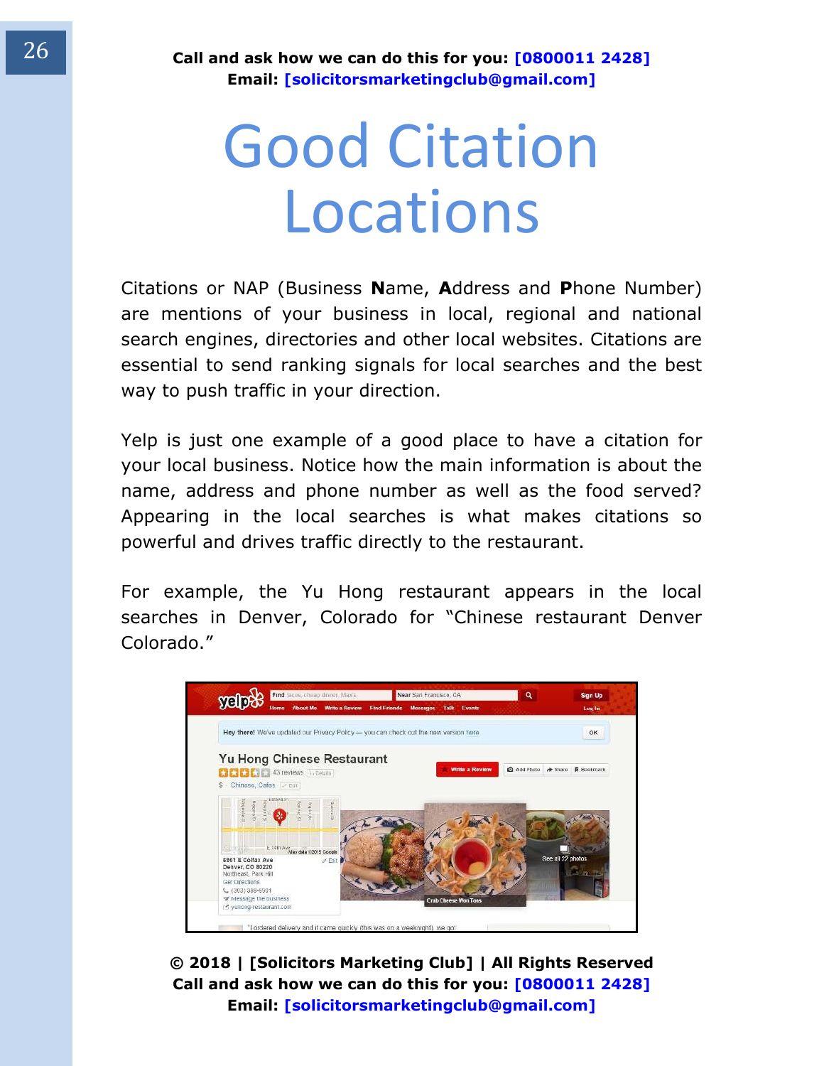# Good Citation Locations

Citations or NAP (Business **N**ame, **A**ddress and **P**hone Number) are mentions of your business in local, regional and national search engines, directories and other local websites. Citations are essential to send ranking signals for local searches and the best way to push traffic in your direction.

Yelp is just one example of a good place to have a citation for your local business. Notice how the main information is about the name, address and phone number as well as the food served? Appearing in the local searches is what makes citations so powerful and drives traffic directly to the restaurant.

For example, the Yu Hong restaurant appears in the local searches in Denver, Colorado for "Chinese restaurant Denver Colorado."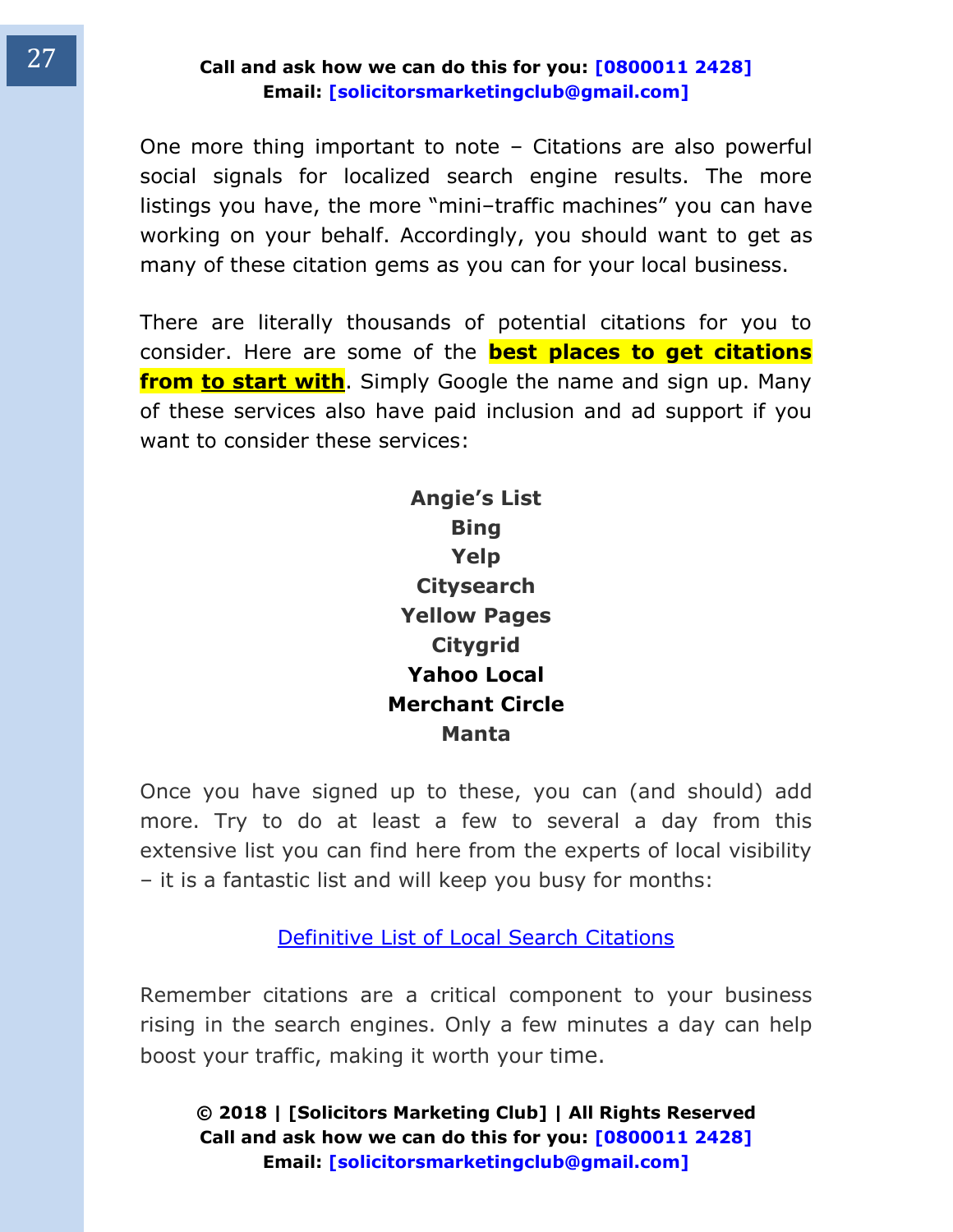One more thing important to note – Citations are also powerful social signals for localized search engine results. The more listings you have, the more "mini–traffic machines" you can have working on your behalf. Accordingly, you should want to get as many of these citation gems as you can for your local business.

There are literally thousands of potential citations for you to consider. Here are some of the **best places to get citations from to start with**. Simply Google the name and sign up. Many of these services also have paid inclusion and ad support if you want to consider these services:

**Angie's List**
**Bing**
**Yelp**
**Citysearch**
**Yellow Pages**
**Citygrid**
**Yahoo Local**
**Merchant Circle**
**Manta**

Once you have signed up to these, you can (and should) add more. Try to do at least a few to several a day from this extensive list you can find here from the experts of local visibility – it is a fantastic list and will keep you busy for months:

Definitive List of Local Search Citations

Remember citations are a critical component to your business rising in the search engines. Only a few minutes a day can help boost your traffic, making it worth your time.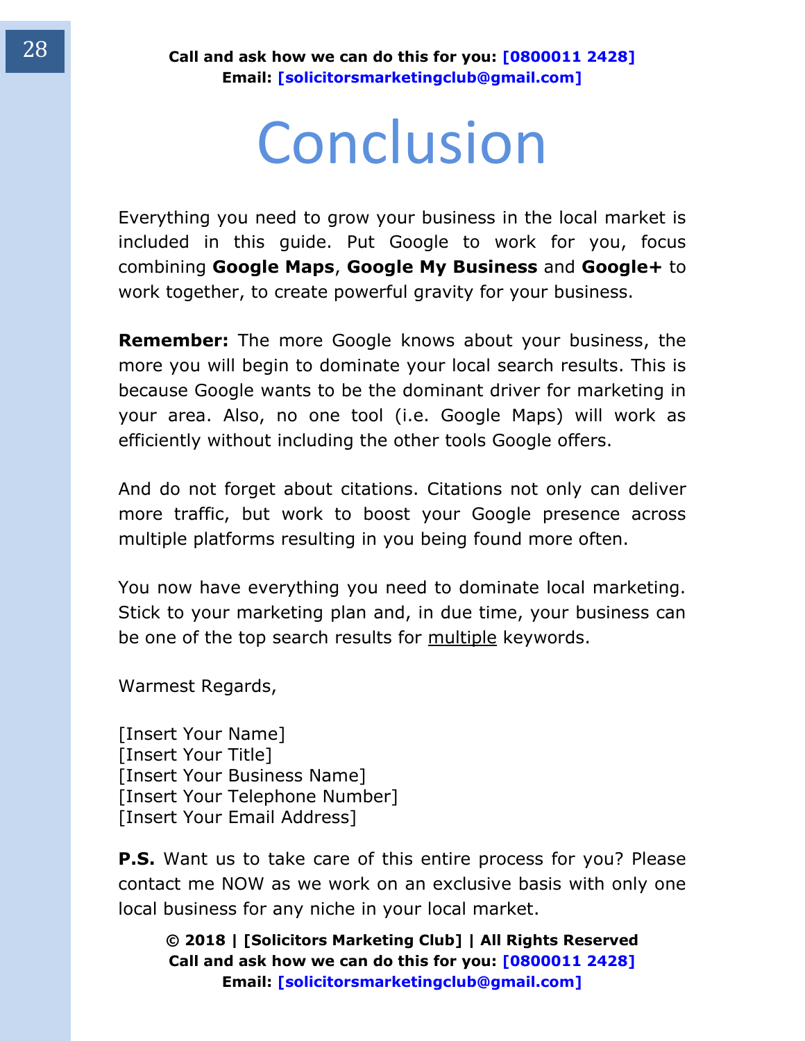# Conclusion

Everything you need to grow your business in the local market is included in this guide. Put Google to work for you, focus combining **Google Maps**, **Google My Business** and **Google+** to work together, to create powerful gravity for your business.

**Remember:** The more Google knows about your business, the more you will begin to dominate your local search results. This is because Google wants to be the dominant driver for marketing in your area. Also, no one tool (i.e. Google Maps) will work as efficiently without including the other tools Google offers.

And do not forget about citations. Citations not only can deliver more traffic, but work to boost your Google presence across multiple platforms resulting in you being found more often.

You now have everything you need to dominate local marketing. Stick to your marketing plan and, in due time, your business can be one of the top search results for multiple keywords.

Warmest Regards,

[Insert Your Name]
[Insert Your Title]
[Insert Your Business Name]
[Insert Your Telephone Number]
[Insert Your Email Address]

**P.S.** Want us to take care of this entire process for you? Please contact me NOW as we work on an exclusive basis with only one local business for any niche in your local market.